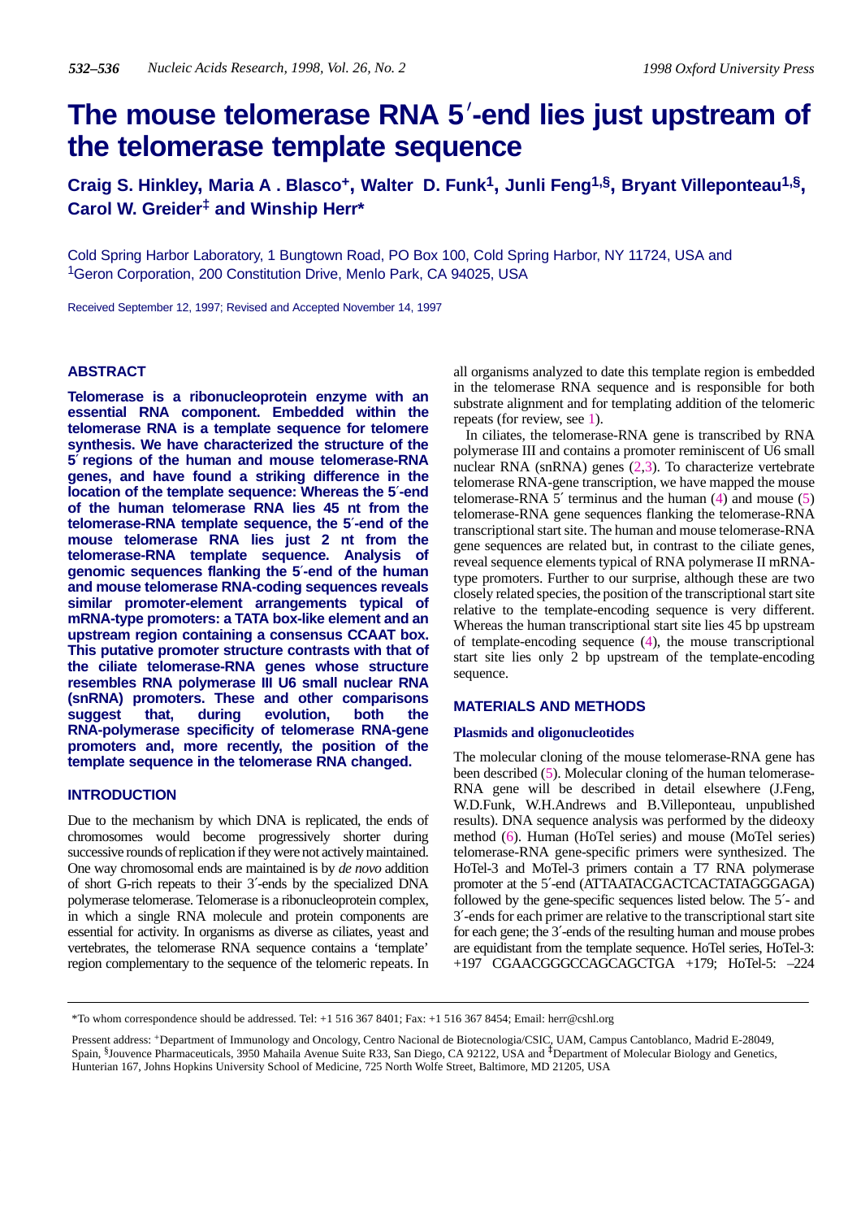# The mouse telomerase RNA 5′-end lies just upstream of the telomerase template sequence

**Craig S. Hinkley, Maria A . Blasco[+], Walter D. Funk[1], Junli Feng[1,§], Bryant Villeponteau[1,§], Carol W. Greider[‡] and Winship Herr***

Cold Spring Harbor Laboratory, 1 Bungtown Road, PO Box 100, Cold Spring Harbor, NY 11724, USA and [1]Geron Corporation, 200 Constitution Drive, Menlo Park, CA 94025, USA

Received September 12, 1997; Revised and Accepted November 14, 1997

## ABSTRACT

**Telomerase is a ribonucleoprotein enzyme with an essential RNA component. Embedded within the telomerase RNA is a template sequence for telomere synthesis. We have characterized the structure of the 5′ regions of the human and mouse telomerase-RNA genes, and have found a striking difference in the location of the template sequence: Whereas the 5′-end of the human telomerase RNA lies 45 nt from the telomerase-RNA template sequence, the 5′-end of the mouse telomerase RNA lies just 2 nt from the telomerase-RNA template sequence. Analysis of genomic sequences flanking the 5′-end of the human and mouse telomerase RNA-coding sequences reveals similar promoter-element arrangements typical of mRNA-type promoters: a TATA box-like element and an upstream region containing a consensus CCAAT box. This putative promoter structure contrasts with that of the ciliate telomerase-RNA genes whose structure resembles RNA polymerase III U6 small nuclear RNA (snRNA) promoters. These and other comparisons suggest that, during evolution, both the RNA-polymerase specificity of telomerase RNA-gene promoters and, more recently, the position of the template sequence in the telomerase RNA changed.**

## INTRODUCTION

Due to the mechanism by which DNA is replicated, the ends of chromosomes would become progressively shorter during successive rounds of replication if they were not actively maintained. One way chromosomal ends are maintained is by *de novo* addition of short G-rich repeats to their 3′-ends by the specialized DNA polymerase telomerase. Telomerase is a ribonucleoprotein complex, in which a single RNA molecule and protein components are essential for activity. In organisms as diverse as ciliates, yeast and vertebrates, the telomerase RNA sequence contains a 'template' region complementary to the sequence of the telomeric repeats. In all organisms analyzed to date this template region is embedded in the telomerase RNA sequence and is responsible for both substrate alignment and for templating addition of the telomeric repeats (for review, see 1).

In ciliates, the telomerase-RNA gene is transcribed by RNA polymerase III and contains a promoter reminiscent of U6 small nuclear RNA (snRNA) genes (2,3). To characterize vertebrate telomerase RNA-gene transcription, we have mapped the mouse telomerase-RNA 5′ terminus and the human (4) and mouse (5) telomerase-RNA gene sequences flanking the telomerase-RNA transcriptional start site. The human and mouse telomerase-RNA gene sequences are related but, in contrast to the ciliate genes, reveal sequence elements typical of RNA polymerase II mRNA-type promoters. Further to our surprise, although these are two closely related species, the position of the transcriptional start site relative to the template-encoding sequence is very different. Whereas the human transcriptional start site lies 45 bp upstream of template-encoding sequence (4), the mouse transcriptional start site lies only 2 bp upstream of the template-encoding sequence.

## MATERIALS AND METHODS

### Plasmids and oligonucleotides

The molecular cloning of the mouse telomerase-RNA gene has been described (5). Molecular cloning of the human telomerase-RNA gene will be described in detail elsewhere (J.Feng, W.D.Funk, W.H.Andrews and B.Villeponteau, unpublished results). DNA sequence analysis was performed by the dideoxy method (6). Human (HoTel series) and mouse (MoTel series) telomerase-RNA gene-specific primers were synthesized. The HoTel-3 and MoTel-3 primers contain a T7 RNA polymerase promoter at the 5′-end (ATTAATACGACTCACTATAGGGAGA) followed by the gene-specific sequences listed below. The 5′- and 3′-ends for each primer are relative to the transcriptional start site for each gene; the 3′-ends of the resulting human and mouse probes are equidistant from the template sequence. HoTel series, HoTel-3: +197 CGAACGGGCCAGCAGCTGA +179; HoTel-5: –224

---

*To whom correspondence should be addressed. Tel: +1 516 367 8401; Fax: +1 516 367 8454; Email: herr@cshl.org

Pressent address: [+]Department of Immunology and Oncology, Centro Nacional de Biotecnologia/CSIC, UAM, Campus Cantoblanco, Madrid E-28049, Spain, [§]Jouvence Pharmaceuticals, 3950 Mahaila Avenue Suite R33, San Diego, CA 92122, USA and [‡]Department of Molecular Biology and Genetics, Hunterian 167, Johns Hopkins University School of Medicine, 725 North Wolfe Street, Baltimore, MD 21205, USA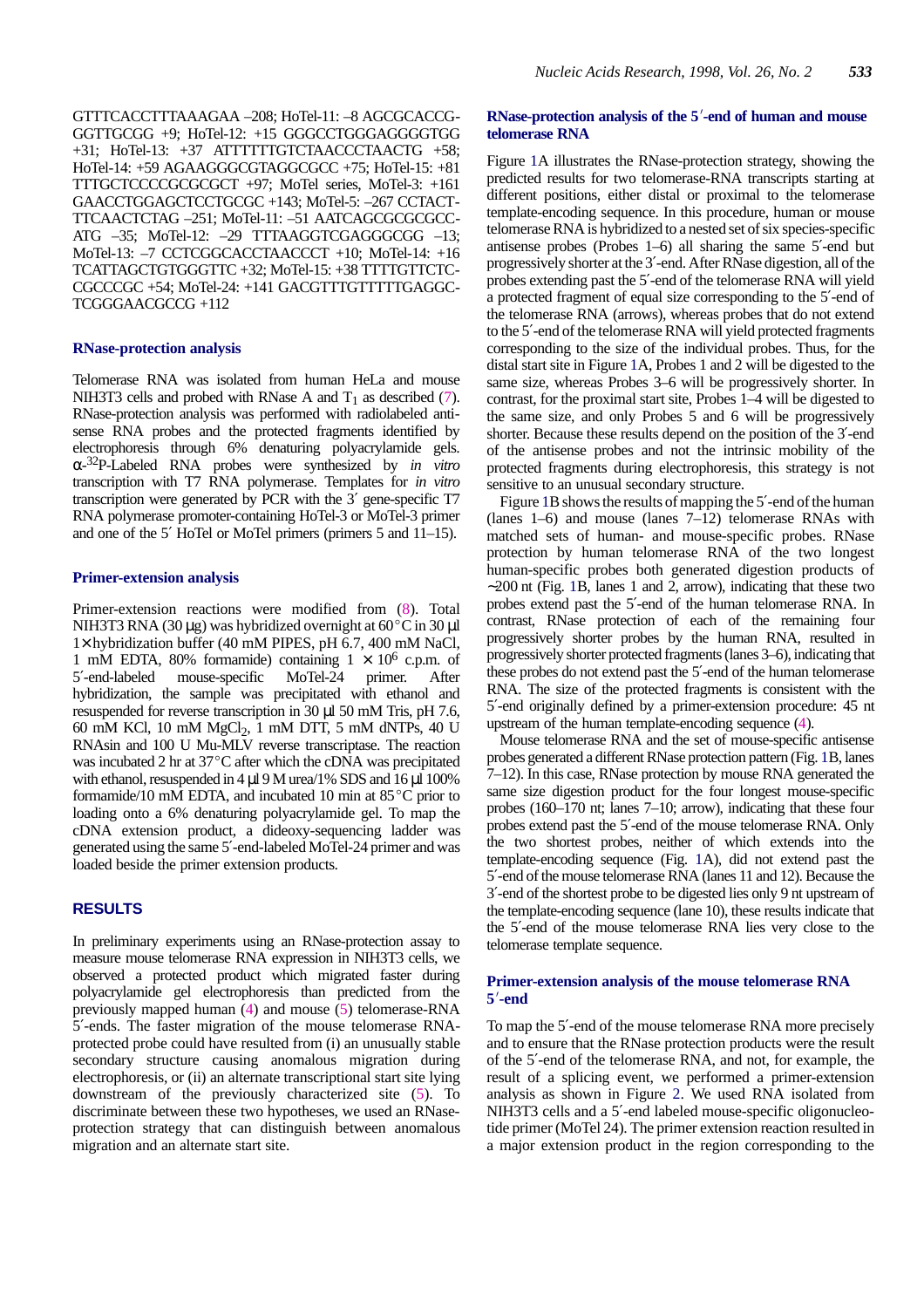GTTTCACCTTTAAAGAA –208; HoTel-11: –8 AGCGCACCG-GGTTGCGG +9; HoTel-12: +15 GGGCCTGGGAGGGGTGG +31; HoTel-13: +37 ATTTTTTGTCTAACCCTAACTG +58; HoTel-14: +59 AGAAGGGCGTAGGCGCC +75; HoTel-15: +81 TTTGCTCCCCGCGCGCT +97; MoTel series, MoTel-3: +161 GAACCTGGAGCTCCTGCGC +143; MoTel-5: –267 CCTACT-TTCAACTCTAG –251; MoTel-11: –51 AATCAGCGCGCGCC-ATG –35; MoTel-12: –29 TTTAAGGTCGAGGGCGG –13; MoTel-13: –7 CCTCGGCACCTAACCCT +10; MoTel-14: +16 TCATTAGCTGTGGGTTC +32; MoTel-15: +38 TTTTGTTCTC-CGCCCGC +54; MoTel-24: +141 GACGTTTGTTTTTGAGGC-TCGGGAACGCCG +112

### RNase-protection analysis

Telomerase RNA was isolated from human HeLa and mouse NIH3T3 cells and probed with RNase A and $T_1$ as described (7). RNase-protection analysis was performed with radiolabeled antisense RNA probes and the protected fragments identified by electrophoresis through 6% denaturing polyacrylamide gels. $\alpha$-$^{32}$P-Labeled RNA probes were synthesized by *in vitro* transcription with T7 RNA polymerase. Templates for *in vitro* transcription were generated by PCR with the 3′ gene-specific T7 RNA polymerase promoter-containing HoTel-3 or MoTel-3 primer and one of the 5′ HoTel or MoTel primers (primers 5 and 11–15).

### Primer-extension analysis

Primer-extension reactions were modified from (8). Total NIH3T3 RNA (30 µg) was hybridized overnight at 60°C in 30 µl 1× hybridization buffer (40 mM PIPES, pH 6.7, 400 mM NaCl, 1 mM EDTA, 80% formamide) containing $1 \times 10^6$ c.p.m. of 5′-end-labeled mouse-specific MoTel-24 primer. After hybridization, the sample was precipitated with ethanol and resuspended for reverse transcription in 30 µl 50 mM Tris, pH 7.6, 60 mM KCl, 10 mM $MgCl_2$, 1 mM DTT, 5 mM dNTPs, 40 U RNAsin and 100 U Mu-MLV reverse transcriptase. The reaction was incubated 2 hr at 37°C after which the cDNA was precipitated with ethanol, resuspended in 4 µl 9 M urea/1% SDS and 16 µl 100% formamide/10 mM EDTA, and incubated 10 min at 85°C prior to loading onto a 6% denaturing polyacrylamide gel. To map the cDNA extension product, a dideoxy-sequencing ladder was generated using the same 5′-end-labeled MoTel-24 primer and was loaded beside the primer extension products.

## RESULTS

In preliminary experiments using an RNase-protection assay to measure mouse telomerase RNA expression in NIH3T3 cells, we observed a protected product which migrated faster during polyacrylamide gel electrophoresis than predicted from the previously mapped human (4) and mouse (5) telomerase-RNA 5′-ends. The faster migration of the mouse telomerase RNA-protected probe could have resulted from (i) an unusually stable secondary structure causing anomalous migration during electrophoresis, or (ii) an alternate transcriptional start site lying downstream of the previously characterized site (5). To discriminate between these two hypotheses, we used an RNase-protection strategy that can distinguish between anomalous migration and an alternate start site.

### RNase-protection analysis of the 5′-end of human and mouse telomerase RNA

Figure 1A illustrates the RNase-protection strategy, showing the predicted results for two telomerase-RNA transcripts starting at different positions, either distal or proximal to the telomerase template-encoding sequence. In this procedure, human or mouse telomerase RNA is hybridized to a nested set of six species-specific antisense probes (Probes 1–6) all sharing the same 5′-end but progressively shorter at the 3′-end. After RNase digestion, all of the probes extending past the 5′-end of the telomerase RNA will yield a protected fragment of equal size corresponding to the 5′-end of the telomerase RNA (arrows), whereas probes that do not extend to the 5′-end of the telomerase RNA will yield protected fragments corresponding to the size of the individual probes. Thus, for the distal start site in Figure 1A, Probes 1 and 2 will be digested to the same size, whereas Probes 3–6 will be progressively shorter. In contrast, for the proximal start site, Probes 1–4 will be digested to the same size, and only Probes 5 and 6 will be progressively shorter. Because these results depend on the position of the 3′-end of the antisense probes and not the intrinsic mobility of the protected fragments during electrophoresis, this strategy is not sensitive to an unusual secondary structure.

Figure 1B shows the results of mapping the 5′-end of the human (lanes 1–6) and mouse (lanes 7–12) telomerase RNAs with matched sets of human- and mouse-specific probes. RNase protection by human telomerase RNA of the two longest human-specific probes both generated digestion products of ~200 nt (Fig. 1B, lanes 1 and 2, arrow), indicating that these two probes extend past the 5′-end of the human telomerase RNA. In contrast, RNase protection of each of the remaining four progressively shorter probes by the human RNA, resulted in progressively shorter protected fragments (lanes 3–6), indicating that these probes do not extend past the 5′-end of the human telomerase RNA. The size of the protected fragments is consistent with the 5′-end originally defined by a primer-extension procedure: 45 nt upstream of the human template-encoding sequence (4).

Mouse telomerase RNA and the set of mouse-specific antisense probes generated a different RNase protection pattern (Fig. 1B, lanes 7–12). In this case, RNase protection by mouse RNA generated the same size digestion product for the four longest mouse-specific probes (160–170 nt; lanes 7–10; arrow), indicating that these four probes extend past the 5′-end of the mouse telomerase RNA. Only the two shortest probes, neither of which extends into the template-encoding sequence (Fig. 1A), did not extend past the 5′-end of the mouse telomerase RNA (lanes 11 and 12). Because the 3′-end of the shortest probe to be digested lies only 9 nt upstream of the template-encoding sequence (lane 10), these results indicate that the 5′-end of the mouse telomerase RNA lies very close to the telomerase template sequence.

### Primer-extension analysis of the mouse telomerase RNA 5′-end

To map the 5′-end of the mouse telomerase RNA more precisely and to ensure that the RNase protection products were the result of the 5′-end of the telomerase RNA, and not, for example, the result of a splicing event, we performed a primer-extension analysis as shown in Figure 2. We used RNA isolated from NIH3T3 cells and a 5′-end labeled mouse-specific oligonucleotide primer (MoTel 24). The primer extension reaction resulted in a major extension product in the region corresponding to the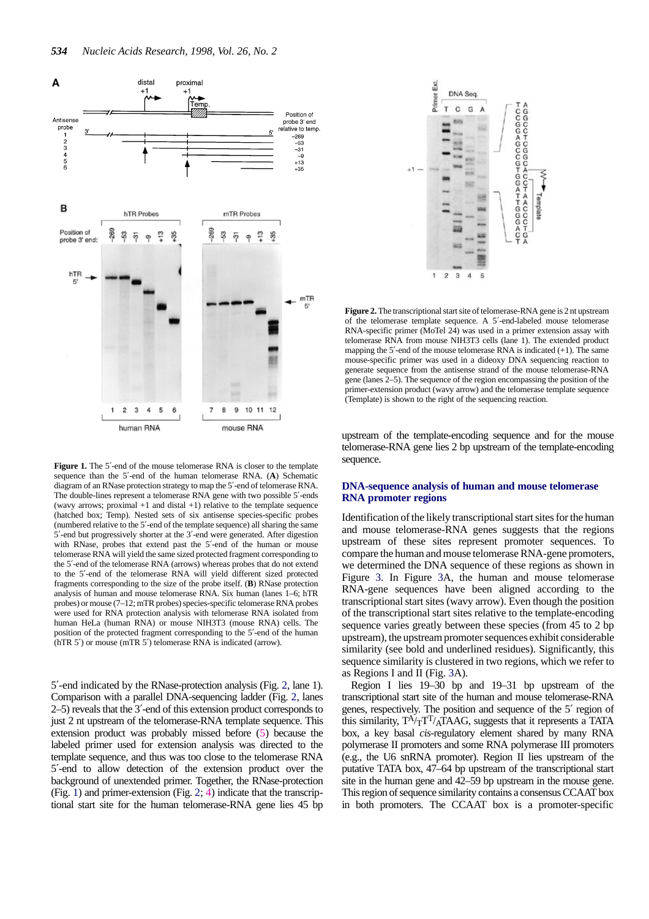**Figure 1.** The 5′-end of the mouse telomerase RNA is closer to the template sequence than the 5′-end of the human telomerase RNA. (**A**) Schematic diagram of an RNase protection strategy to map the 5′-end of telomerase RNA. The double-lines represent a telomerase RNA gene with two possible 5′-ends (wavy arrows; proximal +1 and distal +1) relative to the template sequence (hatched box; Temp). Nested sets of six antisense species-specific probes (numbered relative to the 5′-end of the template sequence) all sharing the same 5′-end but progressively shorter at the 3′-end were generated. After digestion with RNase, probes that extend past the 5′-end of the human or mouse telomerase RNA will yield the same sized protected fragment corresponding to the 5′-end of the telomerase RNA (arrows) whereas probes that do not extend to the 5′-end of the telomerase RNA will yield different sized protected fragments corresponding to the size of the probe itself. (**B**) RNase protection analysis of human and mouse telomerase RNA. Six human (lanes 1–6; hTR probes) or mouse (7–12; mTR probes) species-specific telomerase RNA probes were used for RNA protection analysis with telomerase RNA isolated from human HeLa (human RNA) or mouse NIH3T3 (mouse RNA) cells. The position of the protected fragment corresponding to the 5′-end of the human (hTR 5′) or mouse (mTR 5′) telomerase RNA is indicated (arrow).

5′-end indicated by the RNase-protection analysis (Fig. 2, lane 1). Comparison with a parallel DNA-sequencing ladder (Fig. 2, lanes 2–5) reveals that the 3′-end of this extension product corresponds to just 2 nt upstream of the telomerase-RNA template sequence. This extension product was probably missed before (5) because the labeled primer used for extension analysis was directed to the template sequence, and thus was too close to the telomerase RNA 5′-end to allow detection of the extension product over the background of unextended primer. Together, the RNase-protection (Fig. 1) and primer-extension (Fig. 2; 4) indicate that the transcriptional start site for the human telomerase-RNA gene lies 45 bp upstream of the template-encoding sequence and for the mouse telomerase-RNA gene lies 2 bp upstream of the template-encoding sequence.

**Figure 2.** The transcriptional start site of telomerase-RNA gene is 2 nt upstream of the telomerase template sequence. A 5′-end-labeled mouse telomerase RNA-specific primer (MoTel 24) was used in a primer extension assay with telomerase RNA from mouse NIH3T3 cells (lane 1). The extended product mapping the 5′-end of the mouse telomerase RNA is indicated (+1). The same mouse-specific primer was used in a dideoxy DNA sequencing reaction to generate sequence from the antisense strand of the mouse telomerase-RNA gene (lanes 2–5). The sequence of the region encompassing the position of the primer-extension product (wavy arrow) and the telomerase template sequence (Template) is shown to the right of the sequencing reaction.

## DNA-sequence analysis of human and mouse telomerase RNA promoter regions

Identification of the likely transcriptional start sites for the human and mouse telomerase-RNA genes suggests that the regions upstream of these sites represent promoter sequences. To compare the human and mouse telomerase-RNA-gene promoters, we determined the DNA sequence of these regions as shown in Figure 3. In Figure 3A, the human and mouse telomerase RNA-gene sequences have been aligned according to the transcriptional start sites (wavy arrow). Even though the position of the transcriptional start sites relative to the template-encoding sequence varies greatly between these species (from 45 to 2 bp upstream), the upstream promoter sequences exhibit considerable similarity (see bold and underlined residues). Significantly, this sequence similarity is clustered in two regions, which we refer to as Regions I and II (Fig. 3A).

Region I lies 19–30 bp and 19–31 bp upstream of the transcriptional start site of the human and mouse telomerase-RNA genes, respectively. The position and sequence of the 5′ region of this similarity, $T^{A}/_{T}T^{T}/_{A}$TAAG, suggests that it represents a TATA box, a key basal *cis*-regulatory element shared by many RNA polymerase II promoters and some RNA polymerase III promoters (e.g., the U6 snRNA promoter). Region II lies upstream of the putative TATA box, 47–64 bp upstream of the transcriptional start site in the human gene and 42–59 bp upstream in the mouse gene. This region of sequence similarity contains a consensus CCAAT box in both promoters. The CCAAT box is a promoter-specific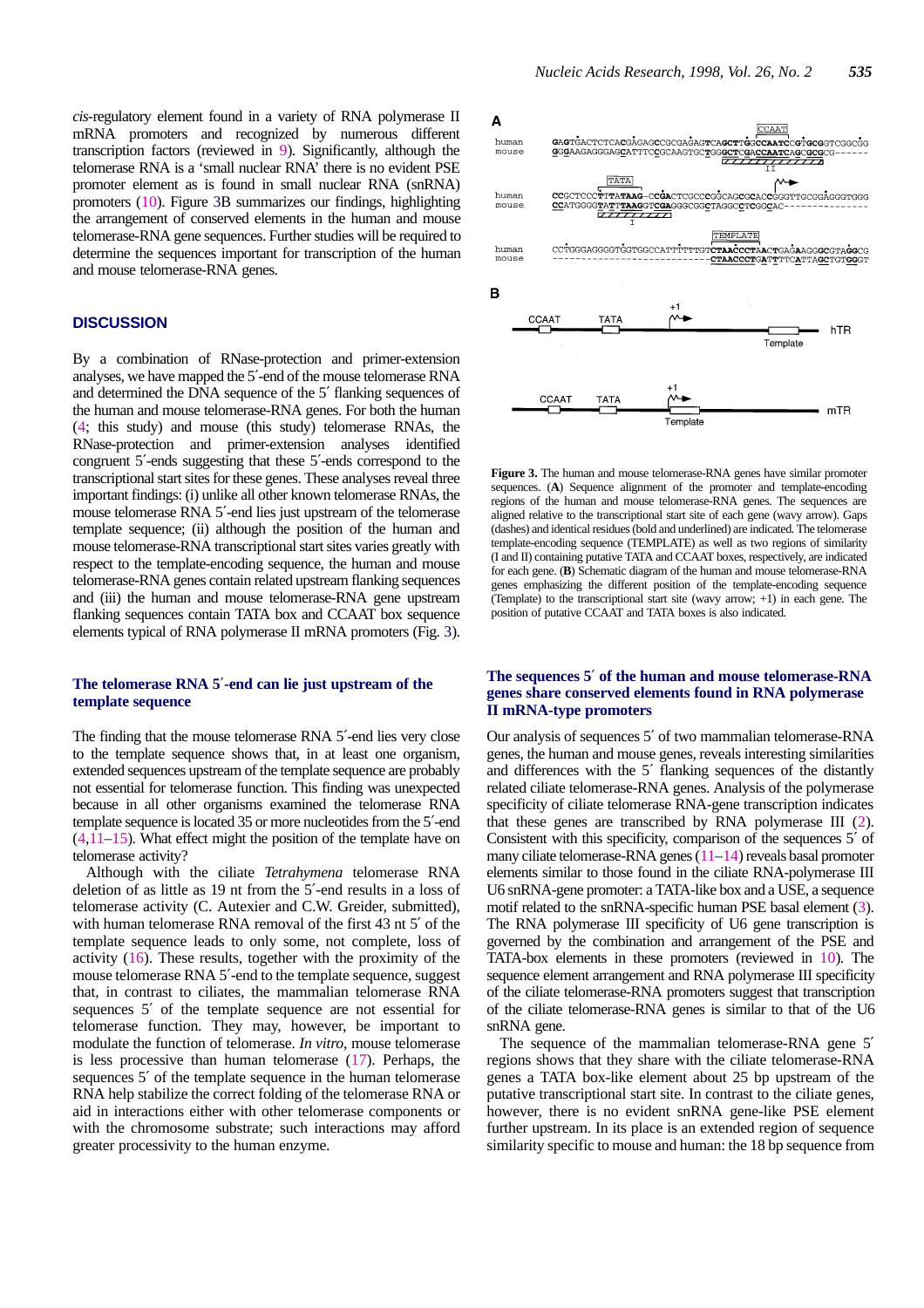*cis*-regulatory element found in a variety of RNA polymerase II mRNA promoters and recognized by numerous different transcription factors (reviewed in 9). Significantly, although the telomerase RNA is a 'small nuclear RNA' there is no evident PSE promoter element as is found in small nuclear RNA (snRNA) promoters (10). Figure 3B summarizes our findings, highlighting the arrangement of conserved elements in the human and mouse telomerase-RNA gene sequences. Further studies will be required to determine the sequences important for transcription of the human and mouse telomerase-RNA genes.

## DISCUSSION

By a combination of RNase-protection and primer-extension analyses, we have mapped the 5′-end of the mouse telomerase RNA and determined the DNA sequence of the 5′ flanking sequences of the human and mouse telomerase-RNA genes. For both the human (4; this study) and mouse (this study) telomerase RNAs, the RNase-protection and primer-extension analyses identified congruent 5′-ends suggesting that these 5′-ends correspond to the transcriptional start sites for these genes. These analyses reveal three important findings: (i) unlike all other known telomerase RNAs, the mouse telomerase RNA 5′-end lies just upstream of the telomerase template sequence; (ii) although the position of the human and mouse telomerase-RNA transcriptional start sites varies greatly with respect to the template-encoding sequence, the human and mouse telomerase-RNA genes contain related upstream flanking sequences and (iii) the human and mouse telomerase-RNA gene upstream flanking sequences contain TATA box and CCAAT box sequence elements typical of RNA polymerase II mRNA promoters (Fig. 3).

### The telomerase RNA 5′-end can lie just upstream of the template sequence

The finding that the mouse telomerase RNA 5′-end lies very close to the template sequence shows that, in at least one organism, extended sequences upstream of the template sequence are probably not essential for telomerase function. This finding was unexpected because in all other organisms examined the telomerase RNA template sequence is located 35 or more nucleotides from the 5′-end (4,11–15). What effect might the position of the template have on telomerase activity?

Although with the ciliate *Tetrahymena* telomerase RNA deletion of as little as 19 nt from the 5′-end results in a loss of telomerase activity (C. Autexier and C.W. Greider, submitted), with human telomerase RNA removal of the first 43 nt 5′ of the template sequence leads to only some, not complete, loss of activity (16). These results, together with the proximity of the mouse telomerase RNA 5′-end to the template sequence, suggest that, in contrast to ciliates, the mammalian telomerase RNA sequences 5′ of the template sequence are not essential for telomerase function. They may, however, be important to modulate the function of telomerase. *In vitro*, mouse telomerase is less processive than human telomerase (17). Perhaps, the sequences 5′ of the template sequence in the human telomerase RNA help stabilize the correct folding of the telomerase RNA or aid in interactions either with other telomerase components or with the chromosome substrate; such interactions may afford greater processivity to the human enzyme.

**Figure 3.** The human and mouse telomerase-RNA genes have similar promoter sequences. (**A**) Sequence alignment of the promoter and template-encoding regions of the human and mouse telomerase-RNA genes. The sequences are aligned relative to the transcriptional start site of each gene (wavy arrow). Gaps (dashes) and identical residues (bold and underlined) are indicated. The telomerase template-encoding sequence (TEMPLATE) as well as two regions of similarity (I and II) containing putative TATA and CCAAT boxes, respectively, are indicated for each gene. (**B**) Schematic diagram of the human and mouse telomerase-RNA genes emphasizing the different position of the template-encoding sequence (Template) to the transcriptional start site (wavy arrow; +1) in each gene. The position of putative CCAAT and TATA boxes is also indicated.

### The sequences 5′ of the human and mouse telomerase-RNA genes share conserved elements found in RNA polymerase II mRNA-type promoters

Our analysis of sequences 5′ of two mammalian telomerase-RNA genes, the human and mouse genes, reveals interesting similarities and differences with the 5′ flanking sequences of the distantly related ciliate telomerase-RNA genes. Analysis of the polymerase specificity of ciliate telomerase RNA-gene transcription indicates that these genes are transcribed by RNA polymerase III (2). Consistent with this specificity, comparison of the sequences 5′ of many ciliate telomerase-RNA genes (11–14) reveals basal promoter elements similar to those found in the ciliate RNA-polymerase III U6 snRNA-gene promoter: a TATA-like box and a USE, a sequence motif related to the snRNA-specific human PSE basal element (3). The RNA polymerase III specificity of U6 gene transcription is governed by the combination and arrangement of the PSE and TATA-box elements in these promoters (reviewed in 10). The sequence element arrangement and RNA polymerase III specificity of the ciliate telomerase-RNA promoters suggest that transcription of the ciliate telomerase-RNA genes is similar to that of the U6 snRNA gene.

The sequence of the mammalian telomerase-RNA gene 5′ regions shows that they share with the ciliate telomerase-RNA genes a TATA box-like element about 25 bp upstream of the putative transcriptional start site. In contrast to the ciliate genes, however, there is no evident snRNA gene-like PSE element further upstream. In its place is an extended region of sequence similarity specific to mouse and human: the 18 bp sequence from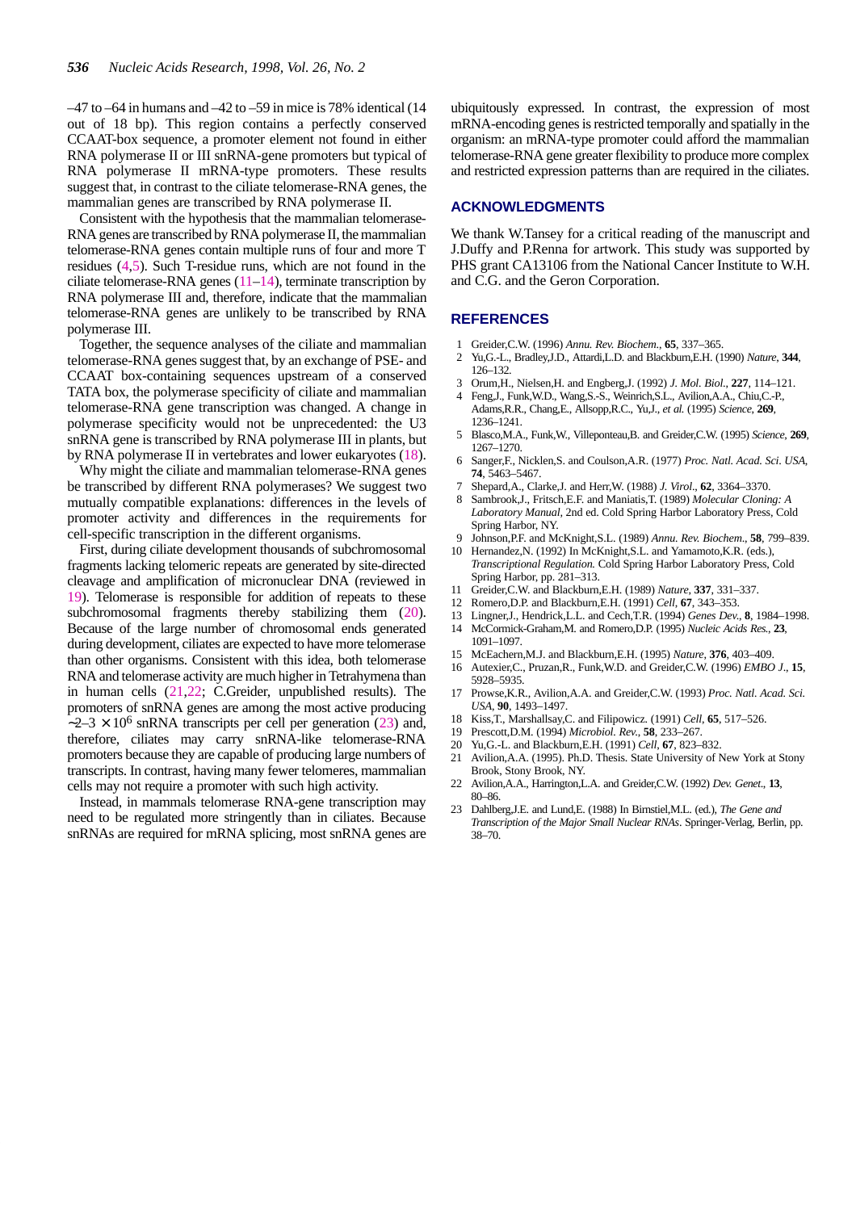–47 to –64 in humans and –42 to –59 in mice is 78% identical (14 out of 18 bp). This region contains a perfectly conserved CCAAT-box sequence, a promoter element not found in either RNA polymerase II or III snRNA-gene promoters but typical of RNA polymerase II mRNA-type promoters. These results suggest that, in contrast to the ciliate telomerase-RNA genes, the mammalian genes are transcribed by RNA polymerase II.

Consistent with the hypothesis that the mammalian telomerase-RNA genes are transcribed by RNA polymerase II, the mammalian telomerase-RNA genes contain multiple runs of four and more T residues (4,5). Such T-residue runs, which are not found in the ciliate telomerase-RNA genes (11–14), terminate transcription by RNA polymerase III and, therefore, indicate that the mammalian telomerase-RNA genes are unlikely to be transcribed by RNA polymerase III.

Together, the sequence analyses of the ciliate and mammalian telomerase-RNA genes suggest that, by an exchange of PSE- and CCAAT box-containing sequences upstream of a conserved TATA box, the polymerase specificity of ciliate and mammalian telomerase-RNA gene transcription was changed. A change in polymerase specificity would not be unprecedented: the U3 snRNA gene is transcribed by RNA polymerase III in plants, but by RNA polymerase II in vertebrates and lower eukaryotes (18).

Why might the ciliate and mammalian telomerase-RNA genes be transcribed by different RNA polymerases? We suggest two mutually compatible explanations: differences in the levels of promoter activity and differences in the requirements for cell-specific transcription in the different organisms.

First, during ciliate development thousands of subchromosomal fragments lacking telomeric repeats are generated by site-directed cleavage and amplification of micronuclear DNA (reviewed in 19). Telomerase is responsible for addition of repeats to these subchromosomal fragments thereby stabilizing them (20). Because of the large number of chromosomal ends generated during development, ciliates are expected to have more telomerase than other organisms. Consistent with this idea, both telomerase RNA and telomerase activity are much higher in Tetrahymena than in human cells (21,22; C.Greider, unpublished results). The promoters of snRNA genes are among the most active producing ~2–3 $\times$ $10^6$ snRNA transcripts per cell per generation (23) and, therefore, ciliates may carry snRNA-like telomerase-RNA promoters because they are capable of producing large numbers of transcripts. In contrast, having many fewer telomeres, mammalian cells may not require a promoter with such high activity.

Instead, in mammals telomerase RNA-gene transcription may need to be regulated more stringently than in ciliates. Because snRNAs are required for mRNA splicing, most snRNA genes are ubiquitously expressed. In contrast, the expression of most mRNA-encoding genes is restricted temporally and spatially in the organism: an mRNA-type promoter could afford the mammalian telomerase-RNA gene greater flexibility to produce more complex and restricted expression patterns than are required in the ciliates.

## ACKNOWLEDGMENTS

We thank W.Tansey for a critical reading of the manuscript and J.Duffy and P.Renna for artwork. This study was supported by PHS grant CA13106 from the National Cancer Institute to W.H. and C.G. and the Geron Corporation.

## REFERENCES

1. Greider,C.W. (1996) *Annu. Rev. Biochem.*, **65**, 337–365.
2. Yu,G.-L., Bradley,J.D., Attardi,L.D. and Blackburn,E.H. (1990) *Nature*, **344**, 126–132.
3. Orum,H., Nielsen,H. and Engberg,J. (1992) *J. Mol. Biol.*, **227**, 114–121.
4. Feng,J., Funk,W.D., Wang,S.-S., Weinrich,S.L., Avilion,A.A., Chiu,C.-P., Adams,R.R., Chang,E., Allsopp,R.C., Yu,J., *et al.* (1995) *Science*, **269**, 1236–1241.
5. Blasco,M.A., Funk,W., Villeponteau,B. and Greider,C.W. (1995) *Science*, **269**, 1267–1270.
6. Sanger,F., Nicklen,S. and Coulson,A.R. (1977) *Proc. Natl. Acad. Sci. USA*, **74**, 5463–5467.
7. Shepard,A., Clarke,J. and Herr,W. (1988) *J. Virol.*, **62**, 3364–3370.
8. Sambrook,J., Fritsch,E.F. and Maniatis,T. (1989) *Molecular Cloning: A Laboratory Manual*, 2nd ed. Cold Spring Harbor Laboratory Press, Cold Spring Harbor, NY.
9. Johnson,P.F. and McKnight,S.L. (1989) *Annu. Rev. Biochem.*, **58**, 799–839.
10. Hernandez,N. (1992) In McKnight,S.L. and Yamamoto,K.R. (eds.), *Transcriptional Regulation.* Cold Spring Harbor Laboratory Press, Cold Spring Harbor, pp. 281–313.
11. Greider,C.W. and Blackburn,E.H. (1989) *Nature*, **337**, 331–337.
12. Romero,D.P. and Blackburn,E.H. (1991) *Cell*, **67**, 343–353.
13. Lingner,J., Hendrick,L.L. and Cech,T.R. (1994) *Genes Dev.*, **8**, 1984–1998.
14. McCormick-Graham,M. and Romero,D.P. (1995) *Nucleic Acids Res.*, **23**, 1091–1097.
15. McEachern,M.J. and Blackburn,E.H. (1995) *Nature*, **376**, 403–409.
16. Autexier,C., Pruzan,R., Funk,W.D. and Greider,C.W. (1996) *EMBO J.*, **15**, 5928–5935.
17. Prowse,K.R., Avilion,A.A. and Greider,C.W. (1993) *Proc. Natl. Acad. Sci. USA*, **90**, 1493–1497.
18. Kiss,T., Marshallsay,C. and Filipowicz. (1991) *Cell*, **65**, 517–526.
19. Prescott,D.M. (1994) *Microbiol. Rev.*, **58**, 233–267.
20. Yu,G.-L. and Blackburn,E.H. (1991) *Cell*, **67**, 823–832.
21. Avilion,A.A. (1995). Ph.D. Thesis. State University of New York at Stony Brook, Stony Brook, NY.
22. Avilion,A.A., Harrington,L.A. and Greider,C.W. (1992) *Dev. Genet.*, **13**, 80–86.
23. Dahlberg,J.E. and Lund,E. (1988) In Birnstiel,M.L. (ed.), *The Gene and Transcription of the Major Small Nuclear RNAs*. Springer-Verlag, Berlin, pp. 38–70.